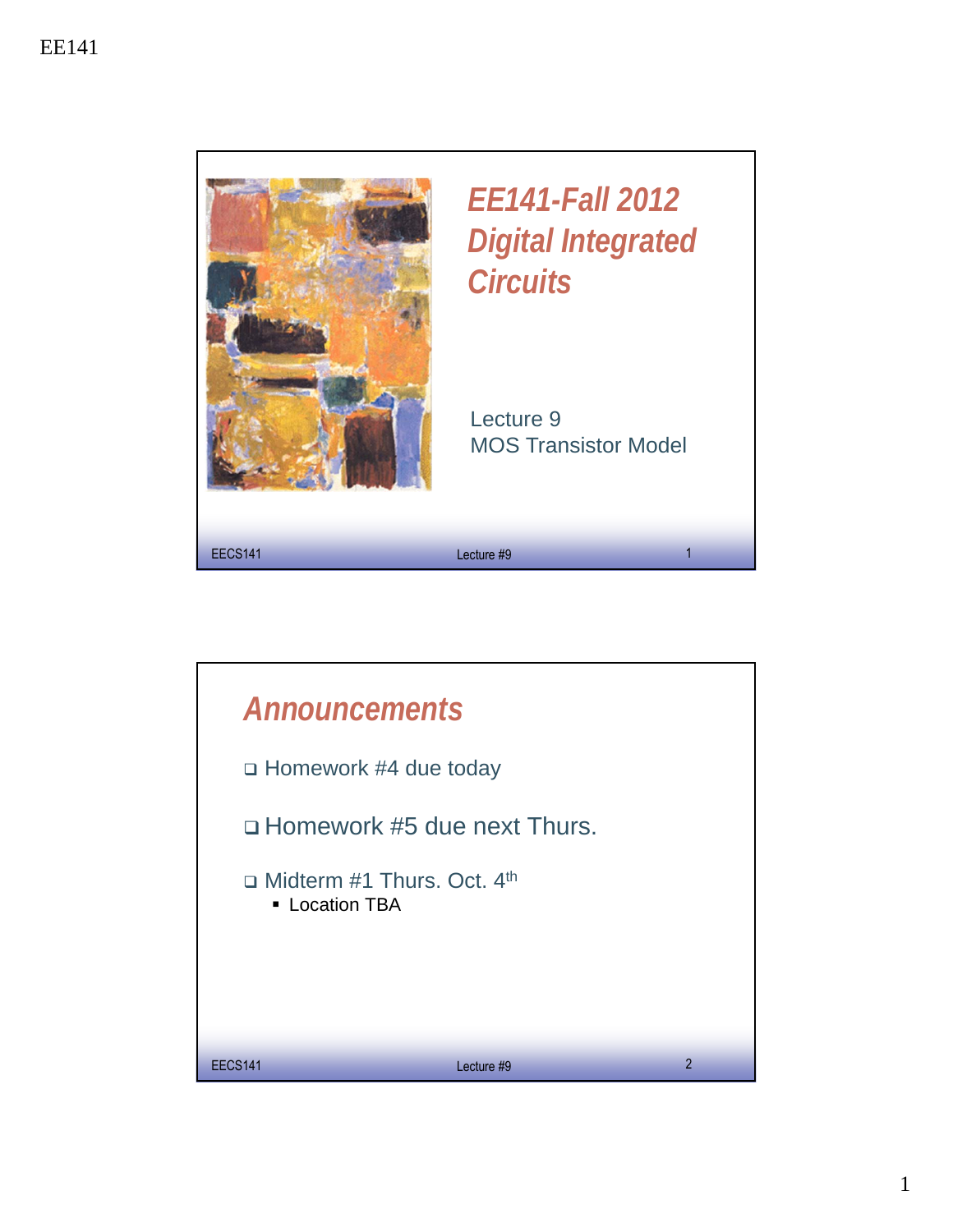# EE141-Fall 2012 Digital Integrated Circuits

Lecture 9
MOS Transistor Model

## Announcements

- Homework #4 due today
- Homework #5 due next Thurs.
- Midterm #1 Thurs. Oct. 4th
  - Location TBA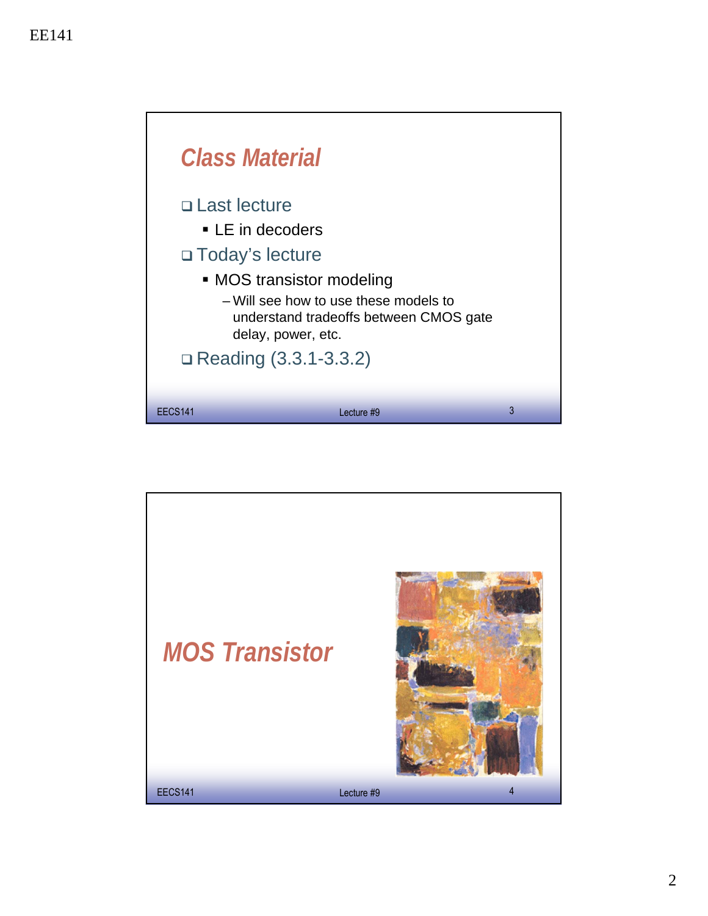## Class Material

- Last lecture
  - LE in decoders
- Today's lecture
  - MOS transistor modeling
    - Will see how to use these models to understand tradeoffs between CMOS gate delay, power, etc.
- Reading (3.3.1-3.3.2)

## MOS Transistor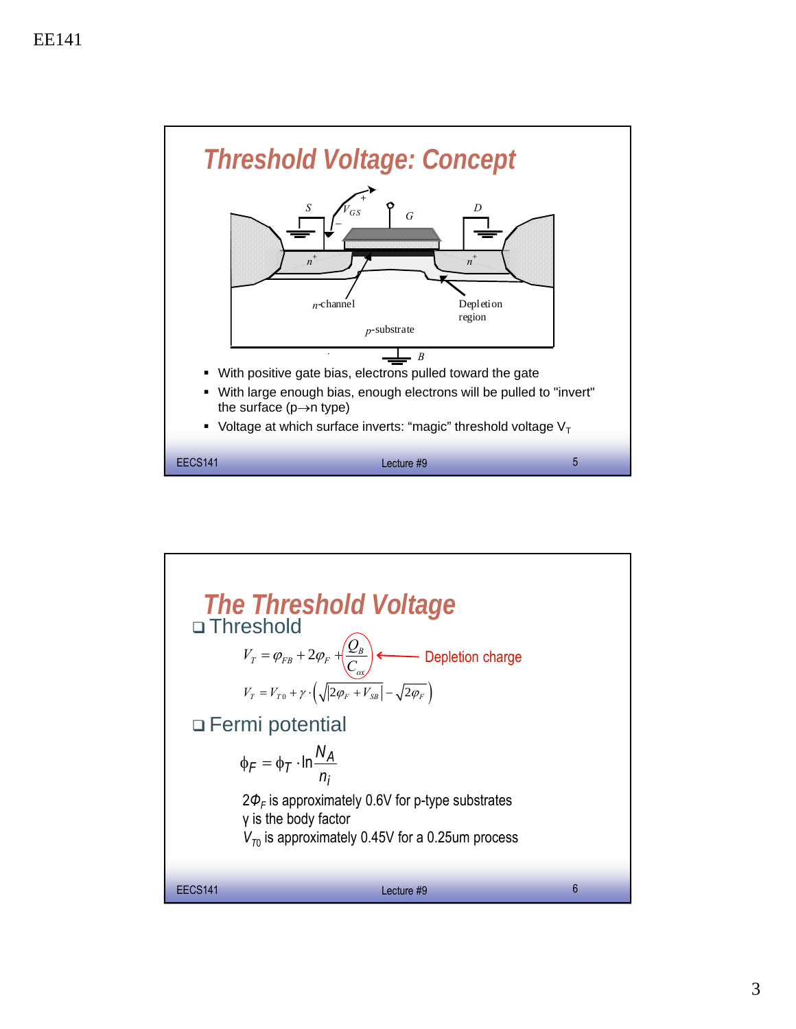## Threshold Voltage: Concept

- With positive gate bias, electrons pulled toward the gate
- With large enough bias, enough electrons will be pulled to "invert" the surface (p→n type)
- Voltage at which surface inverts: “magic” threshold voltage $V_T$

## The Threshold Voltage

- Threshold

$$V_T = \varphi_{FB} + 2\varphi_F + \frac{Q_B}{C_{ox}}$$

Depletion charge ($\frac{Q_B}{C_{ox}}$)

$$V_T = V_{T0} + \gamma \cdot \left( \sqrt{|2\varphi_F + V_{SB}|} - \sqrt{2\varphi_F} \right)$$

- Fermi potential

$$\phi_F = \phi_T \cdot \ln \frac{N_A}{n_i}$$

$2\Phi_F$ is approximately 0.6V for p-type substrates
$\gamma$ is the body factor
$V_{T0}$ is approximately 0.45V for a 0.25um process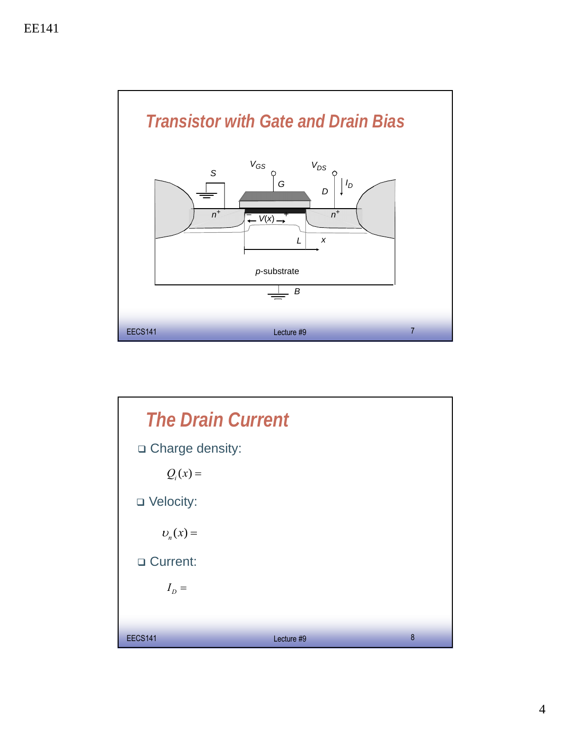## Transistor with Gate and Drain Bias

$V_{GS}$ — $V_{DS}$ — S — G — D — $I_D$ — $n^+$ — $n^+$ — $V(x)$ — L — x — p-substrate — B

## The Drain Current

- Charge density:

  $Q_i(x) =$

- Velocity:

  $\upsilon_n(x) =$

- Current:

  $I_D =$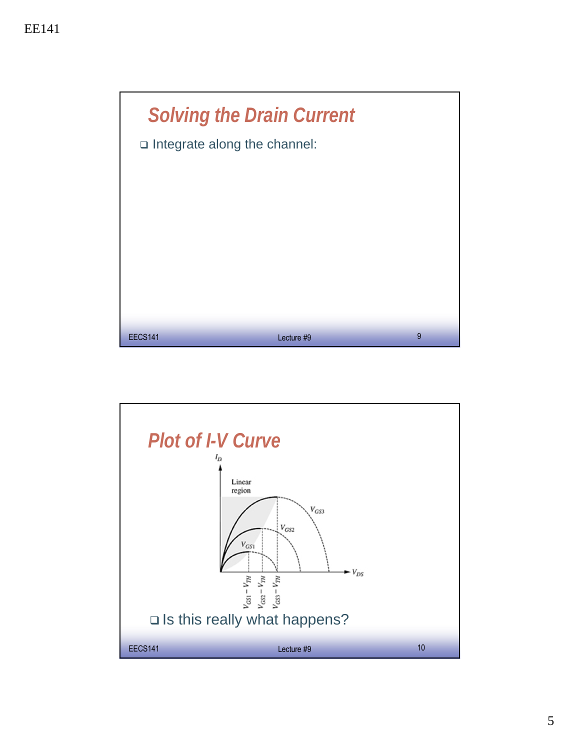## Solving the Drain Current

- Integrate along the channel:

## Plot of I-V Curve

- Is this really what happens?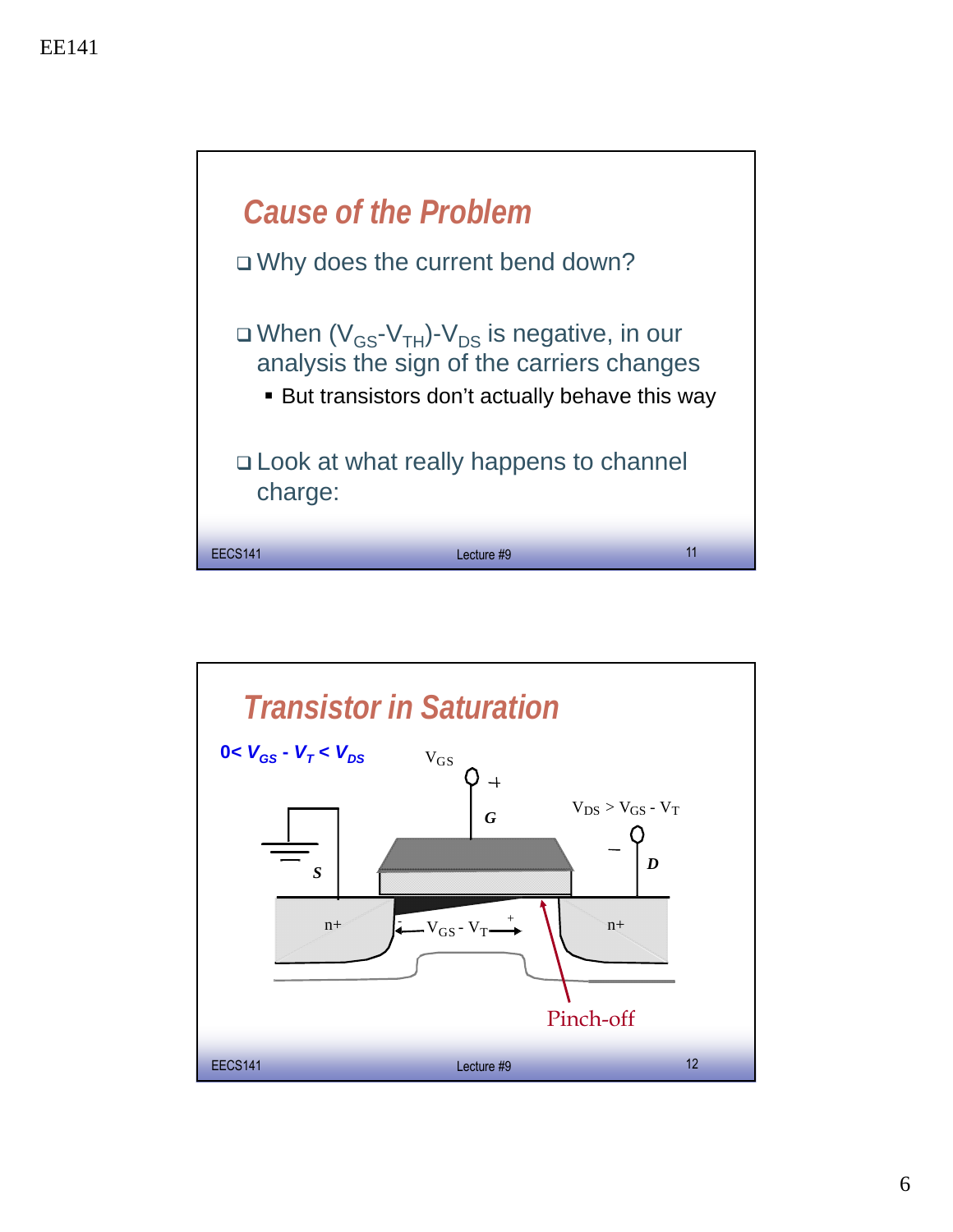## Cause of the Problem

- Why does the current bend down?

- When $(V_{GS}-V_{TH})-V_{DS}$ is negative, in our analysis the sign of the carriers changes
  - But transistors don't actually behave this way

- Look at what really happens to channel charge:

## Transistor in Saturation

$0 < V_{GS} - V_T < V_{DS}$

$V_{GS}$ + G

$V_{DS} > V_{GS} - V_T$

– D

S

n+

$V_{GS} - V_T$

n+

Pinch-off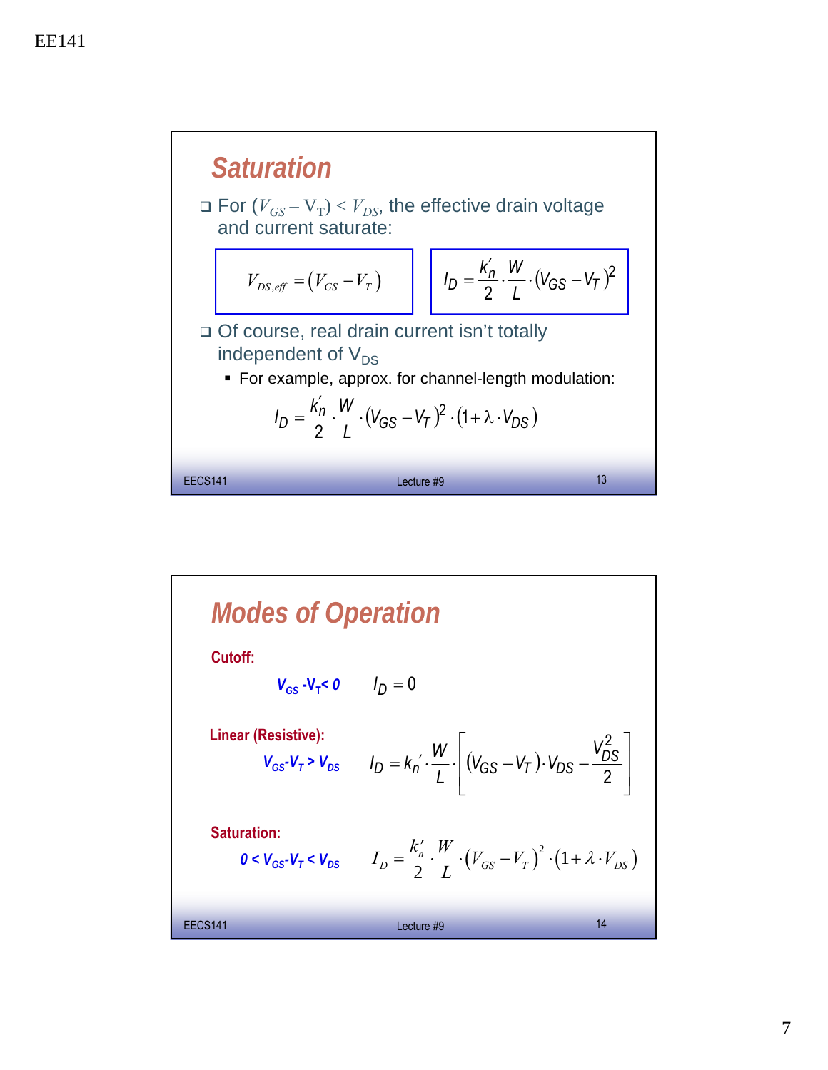## Saturation

- For $(V_{GS} - V_T) < V_{DS}$, the effective drain voltage and current saturate:

$$V_{DS,eff} = (V_{GS} - V_T)$$

$$I_D = \frac{k_n'}{2} \cdot \frac{W}{L} \cdot (V_{GS} - V_T)^2$$

- Of course, real drain current isn't totally independent of $V_{DS}$
  - For example, approx. for channel-length modulation:

$$I_D = \frac{k_n'}{2} \cdot \frac{W}{L} \cdot (V_{GS} - V_T)^2 \cdot (1 + \lambda \cdot V_{DS})$$

## Modes of Operation

**Cutoff:**

$V_{GS} - V_T < 0$ $\quad I_D = 0$

**Linear (Resistive):**

$V_{GS} - V_T > V_{DS}$ $\quad I_D = k_n' \cdot \frac{W}{L} \cdot \left[ (V_{GS} - V_T) \cdot V_{DS} - \frac{V_{DS}^2}{2} \right]$

**Saturation:**

$0 < V_{GS} - V_T < V_{DS}$ $\quad I_D = \frac{k_n'}{2} \cdot \frac{W}{L} \cdot (V_{GS} - V_T)^2 \cdot (1 + \lambda \cdot V_{DS})$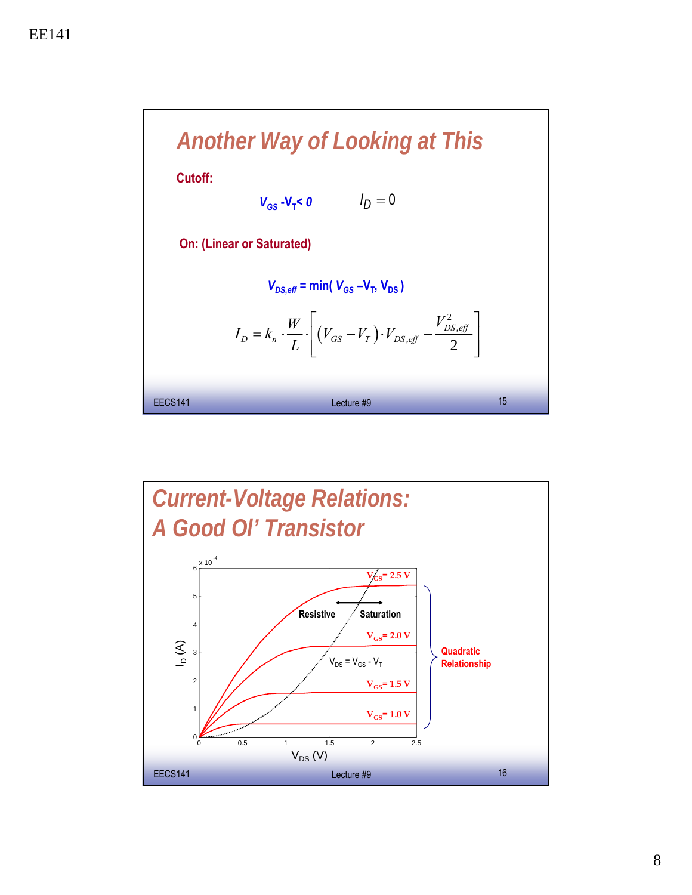## Another Way of Looking at This

**Cutoff:**

$V_{GS} - V_T < 0 \qquad I_D = 0$

**On: (Linear or Saturated)**

$V_{DS,eff} = \min(V_{GS} - V_T, V_{DS})$

$$I_D = k_n \cdot \frac{W}{L} \cdot \left[ (V_{GS} - V_T) \cdot V_{DS,eff} - \frac{V_{DS,eff}^2}{2} \right]$$

## Current-Voltage Relations: A Good Ol' Transistor

- $I_D$ (A) vs. $V_{DS}$ (V), $I_D$ axis scale $\times 10^{-4}$ (0–6), $V_{DS}$ axis 0–2.5
- Curves: $V_{GS} = 2.5$ V, $V_{GS} = 2.0$ V, $V_{GS} = 1.5$ V, $V_{GS} = 1.0$ V
- Resistive ↔ Saturation regions, separated by the boundary $V_{DS} = V_{GS} - V_T$
- Quadratic Relationship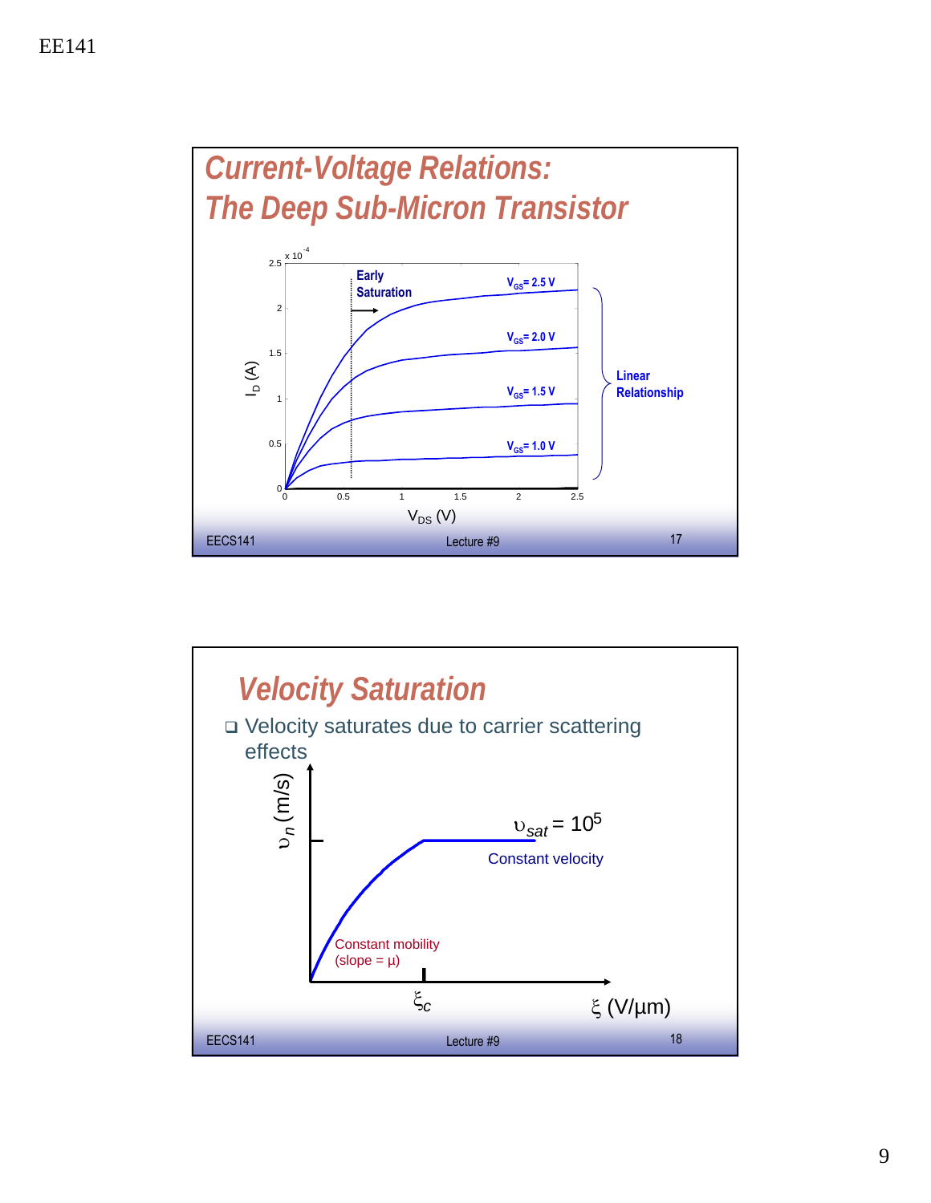## Current-Voltage Relations: The Deep Sub-Micron Transistor

Early Saturation

$V_{GS}$= 2.5 V

$V_{GS}$= 2.0 V

$V_{GS}$= 1.5 V

$V_{GS}$= 1.0 V

Linear Relationship

$I_D$ (A) (x $10^{-4}$)

$V_{DS}$ (V)

## Velocity Saturation

- Velocity saturates due to carrier scattering effects

$\upsilon_n$ (m/s)

$\upsilon_{sat} = 10^5$

Constant velocity

Constant mobility (slope = μ)

$\xi_c$

$\xi$ (V/µm)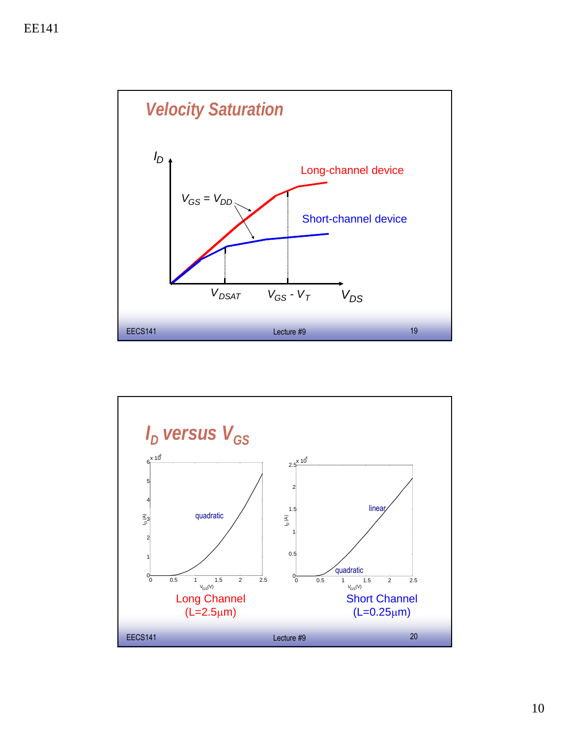## Velocity Saturation

$I_D$

Long-channel device

$V_{GS} = V_{DD}$

Short-channel device

$V_{DSAT}$ $V_{GS} - V_T$ $V_{DS}$

## $I_D$ versus $V_{GS}$

Long Channel (L=2.5μm): quadratic

Short Channel (L=0.25μm): linear, quadratic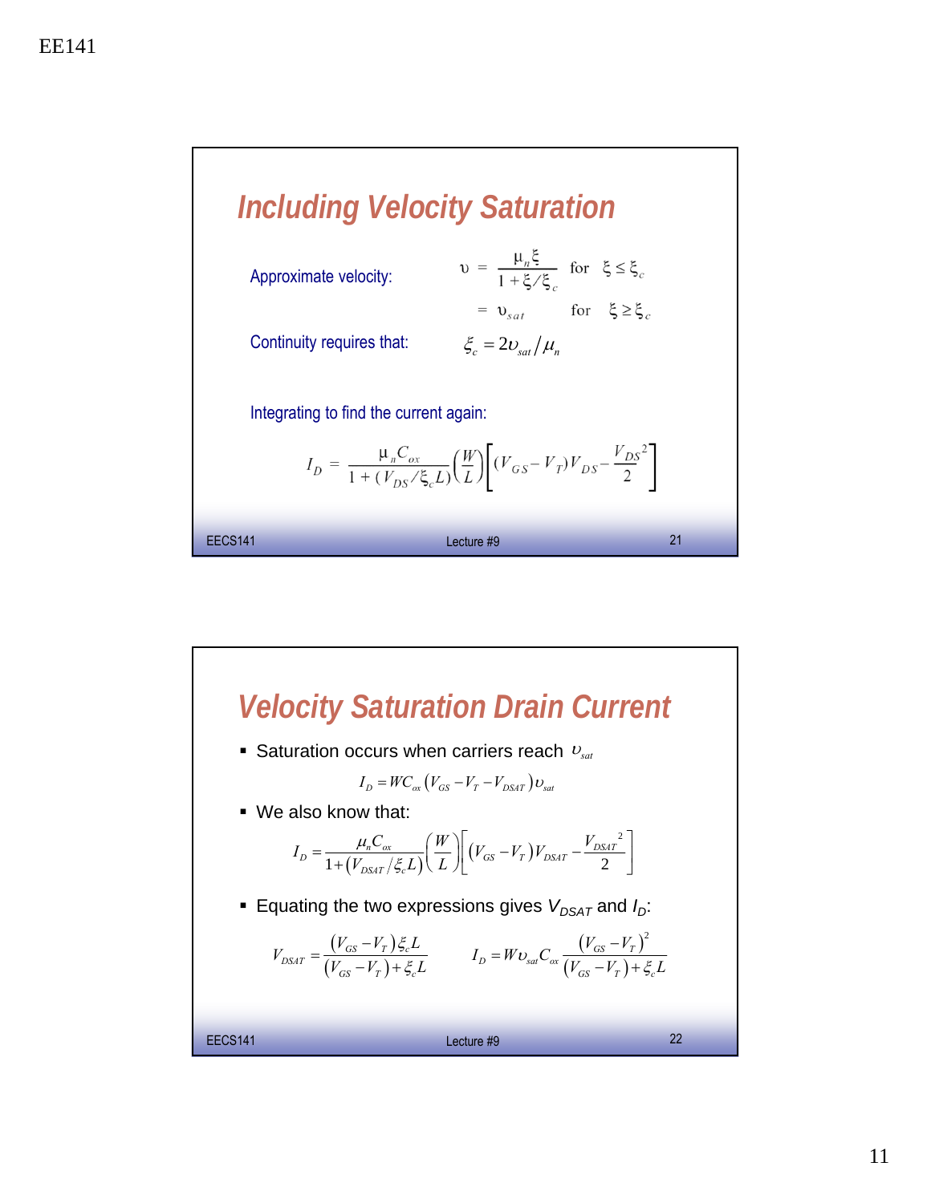## Including Velocity Saturation

Approximate velocity:

$$\upsilon = \frac{\mu_n \xi}{1 + \xi / \xi_c} \quad \text{for} \quad \xi \le \xi_c$$

$$= \upsilon_{sat} \quad \text{for} \quad \xi \ge \xi_c$$

Continuity requires that:

$$\xi_c = 2\upsilon_{sat} / \mu_n$$

Integrating to find the current again:

$$I_D = \frac{\mu_n C_{ox}}{1 + (V_{DS} / \xi_c L)} \left(\frac{W}{L}\right) \left[ (V_{GS} - V_T) V_{DS} - \frac{V_{DS}^2}{2} \right]$$

## Velocity Saturation Drain Current

- Saturation occurs when carriers reach $\upsilon_{sat}$

$$I_D = W C_{ox} (V_{GS} - V_T - V_{DSAT}) \upsilon_{sat}$$

- We also know that:

$$I_D = \frac{\mu_n C_{ox}}{1 + (V_{DSAT} / \xi_c L)} \left(\frac{W}{L}\right) \left[ (V_{GS} - V_T) V_{DSAT} - \frac{V_{DSAT}^2}{2} \right]$$

- Equating the two expressions gives $V_{DSAT}$ and $I_D$:

$$V_{DSAT} = \frac{(V_{GS} - V_T)\xi_c L}{(V_{GS} - V_T) + \xi_c L} \qquad I_D = W \upsilon_{sat} C_{ox} \frac{(V_{GS} - V_T)^2}{(V_{GS} - V_T) + \xi_c L}$$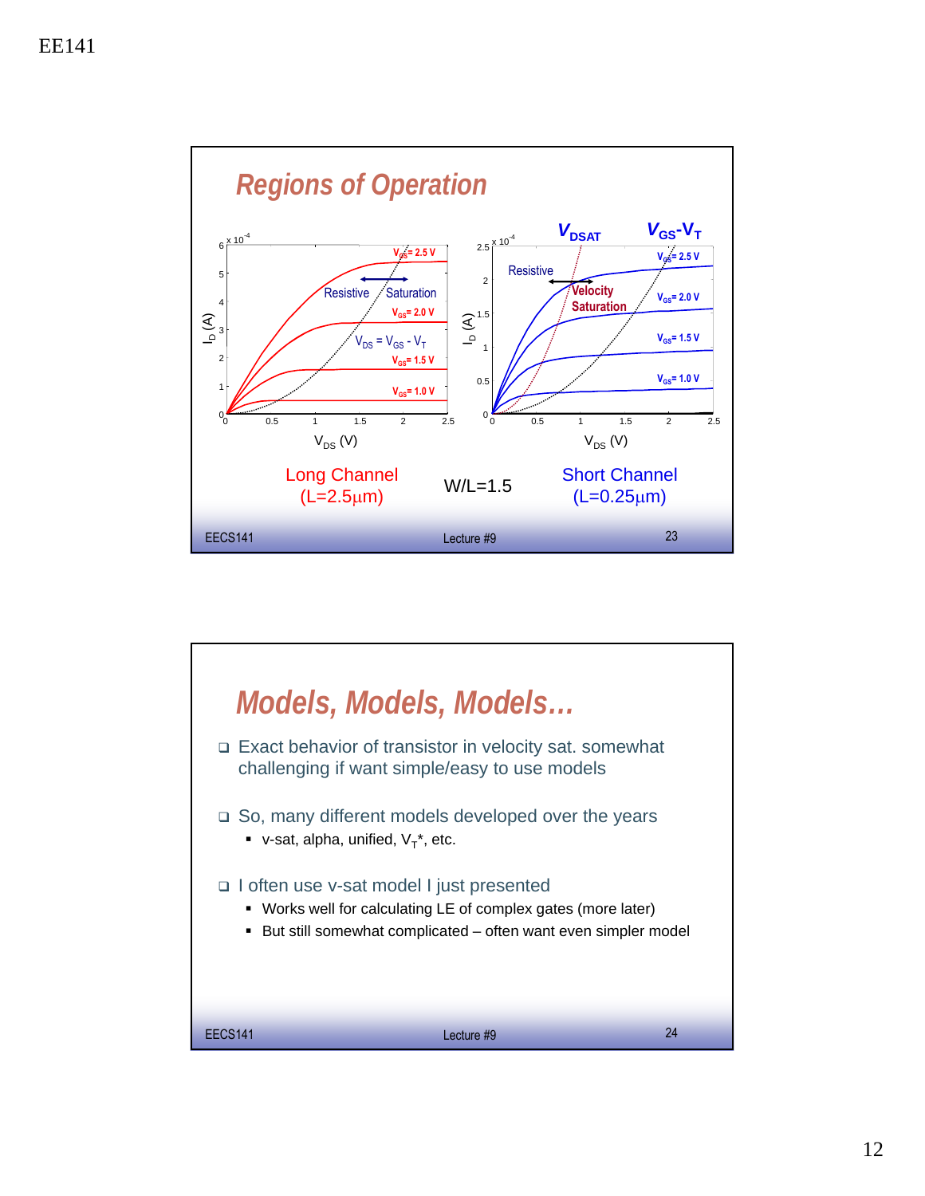## Regions of Operation

Long Channel ($L=2.5\mu m$)

W/L=1.5

Short Channel ($L=0.25\mu m$)

## Models, Models, Models…

- Exact behavior of transistor in velocity sat. somewhat challenging if want simple/easy to use models
- So, many different models developed over the years
  - v-sat, alpha, unified, $V_T$*, etc.
- I often use v-sat model I just presented
  - Works well for calculating LE of complex gates (more later)
  - But still somewhat complicated – often want even simpler model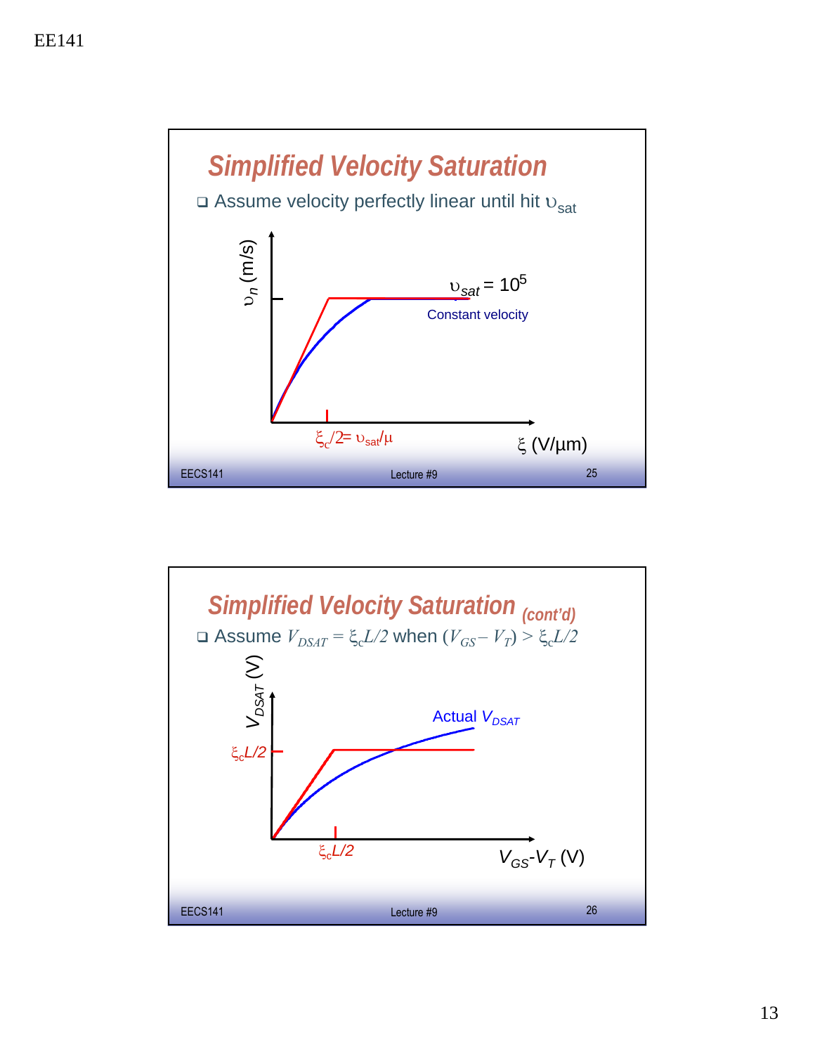## Simplified Velocity Saturation

- Assume velocity perfectly linear until hit $\upsilon_{sat}$

$\upsilon_n$ (m/s)

$\upsilon_{sat} = 10^5$

Constant velocity

$\xi_c/2 = \upsilon_{sat}/\mu$

$\xi$ (V/µm)

## Simplified Velocity Saturation (cont'd)

- Assume $V_{DSAT} = \xi_c L/2$ when $(V_{GS} - V_T) > \xi_c L/2$

$V_{DSAT}$ (V)

Actual $V_{DSAT}$

$\xi_c L/2$

$\xi_c L/2$

$V_{GS}-V_T$ (V)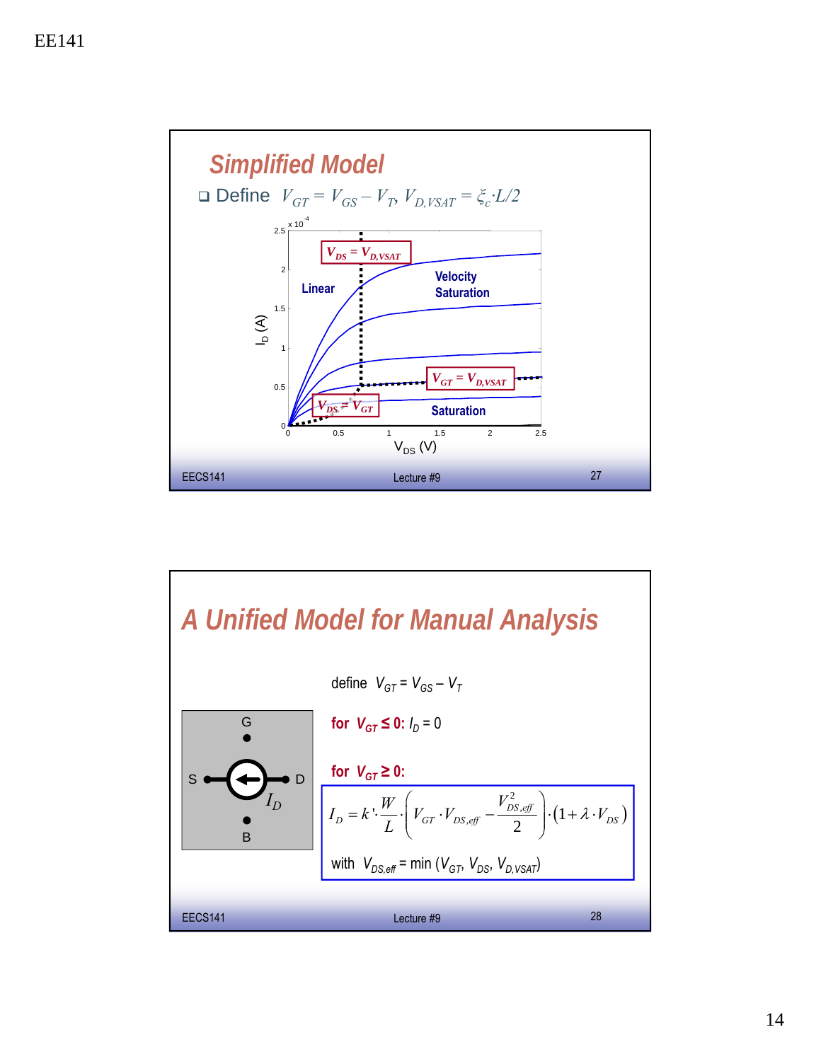## Simplified Model

- Define $V_{GT} = V_{GS} - V_T$, $V_{D,VSAT} = \xi_c \cdot L/2$

## A Unified Model for Manual Analysis

define $V_{GT} = V_{GS} - V_T$

**for** $V_{GT} \leq 0$**:** $I_D = 0$

**for** $V_{GT} \geq 0$**:**

$$I_D = k' \cdot \frac{W}{L} \cdot \left( V_{GT} \cdot V_{DS,eff} - \frac{V_{DS,eff}^2}{2} \right) \cdot (1 + \lambda \cdot V_{DS})$$

with $V_{DS,eff} = \min(V_{GT}, V_{DS}, V_{D,VSAT})$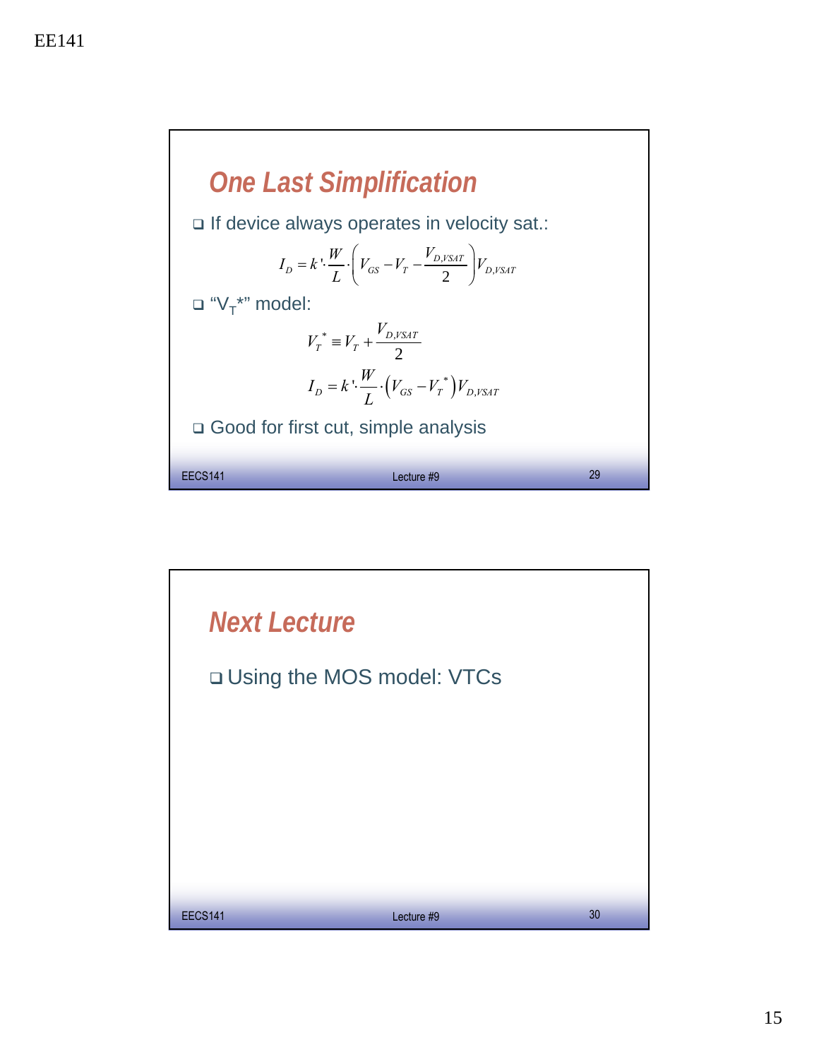## One Last Simplification

- If device always operates in velocity sat.:

$$I_D = k' \cdot \frac{W}{L} \cdot \left( V_{GS} - V_T - \frac{V_{D,VSAT}}{2} \right) V_{D,VSAT}$$

- "$V_T^*$" model:

$$V_T^* \equiv V_T + \frac{V_{D,VSAT}}{2}$$

$$I_D = k' \cdot \frac{W}{L} \cdot \left( V_{GS} - V_T^* \right) V_{D,VSAT}$$

- Good for first cut, simple analysis

## Next Lecture

- Using the MOS model: VTCs